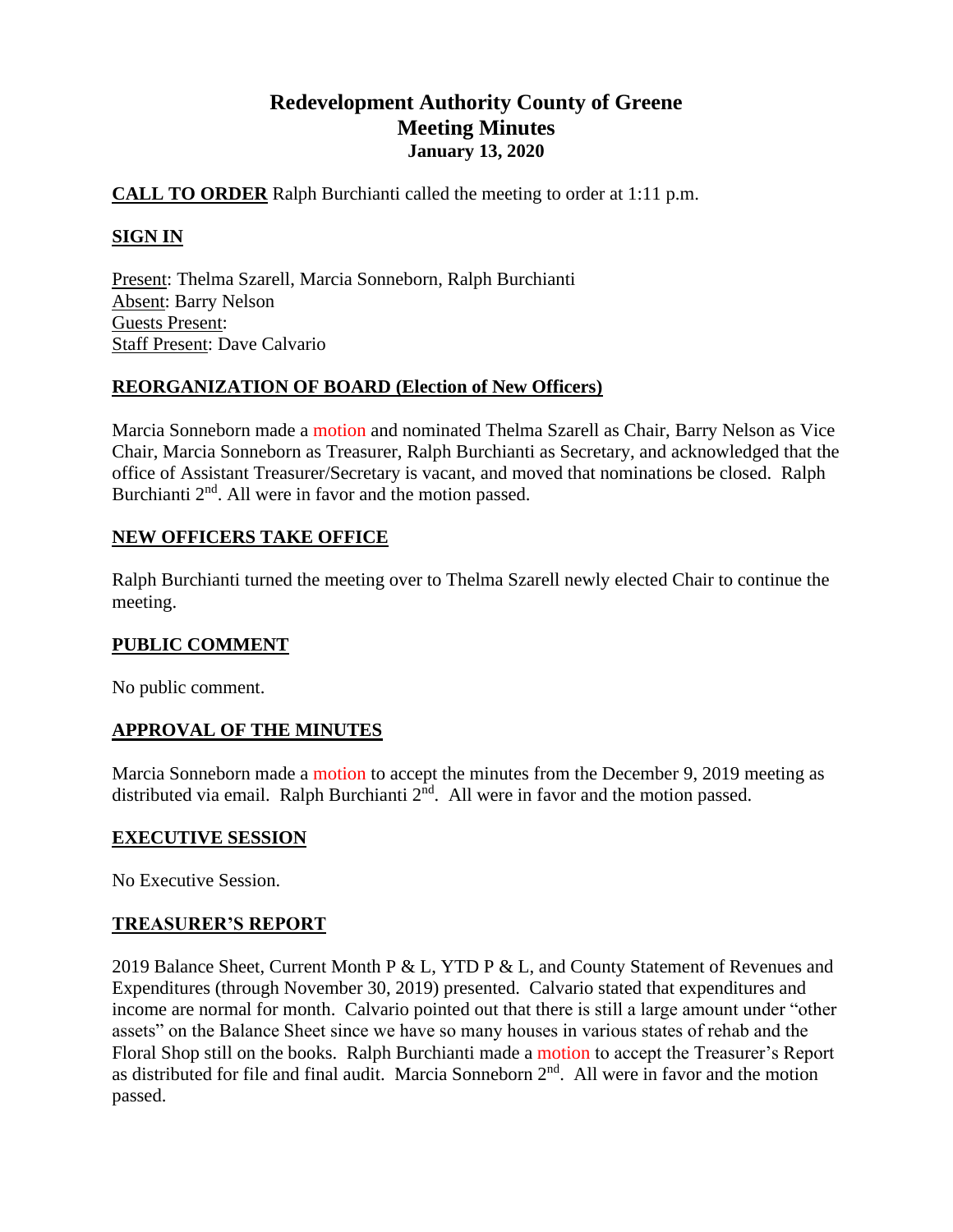# Redevelopment Authority County of Greene
## Meeting Minutes
### January 13, 2020

**CALL TO ORDER** Ralph Burchianti called the meeting to order at 1:11 p.m.

**SIGN IN**

Present: Thelma Szarell, Marcia Sonneborn, Ralph Burchianti
Absent: Barry Nelson
Guests Present:
Staff Present: Dave Calvario

**REORGANIZATION OF BOARD (Election of New Officers)**

Marcia Sonneborn made a motion and nominated Thelma Szarell as Chair, Barry Nelson as Vice Chair, Marcia Sonneborn as Treasurer, Ralph Burchianti as Secretary, and acknowledged that the office of Assistant Treasurer/Secretary is vacant, and moved that nominations be closed. Ralph Burchianti 2nd. All were in favor and the motion passed.

**NEW OFFICERS TAKE OFFICE**

Ralph Burchianti turned the meeting over to Thelma Szarell newly elected Chair to continue the meeting.

**PUBLIC COMMENT**

No public comment.

**APPROVAL OF THE MINUTES**

Marcia Sonneborn made a motion to accept the minutes from the December 9, 2019 meeting as distributed via email. Ralph Burchianti 2nd. All were in favor and the motion passed.

**EXECUTIVE SESSION**

No Executive Session.

**TREASURER'S REPORT**

2019 Balance Sheet, Current Month P & L, YTD P & L, and County Statement of Revenues and Expenditures (through November 30, 2019) presented. Calvario stated that expenditures and income are normal for month. Calvario pointed out that there is still a large amount under "other assets" on the Balance Sheet since we have so many houses in various states of rehab and the Floral Shop still on the books. Ralph Burchianti made a motion to accept the Treasurer's Report as distributed for file and final audit. Marcia Sonneborn 2nd. All were in favor and the motion passed.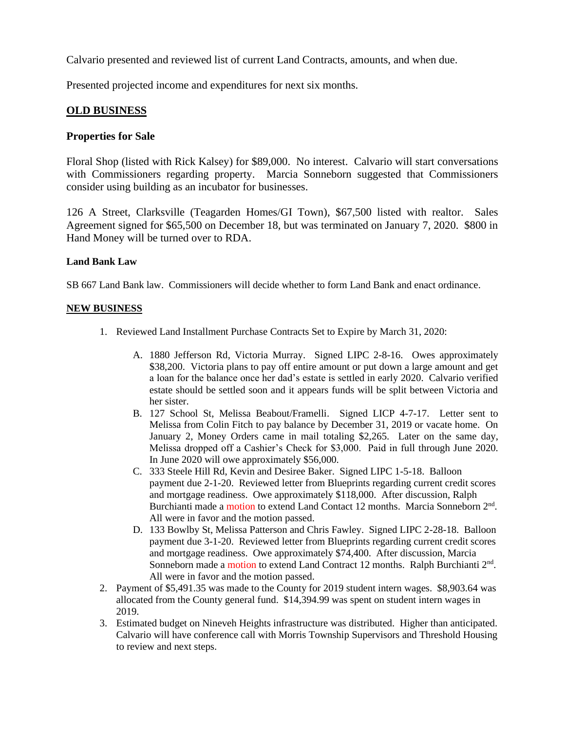Calvario presented and reviewed list of current Land Contracts, amounts, and when due.

Presented projected income and expenditures for next six months.

## OLD BUSINESS

### Properties for Sale

Floral Shop (listed with Rick Kalsey) for $89,000. No interest. Calvario will start conversations with Commissioners regarding property. Marcia Sonneborn suggested that Commissioners consider using building as an incubator for businesses.

126 A Street, Clarksville (Teagarden Homes/GI Town), $67,500 listed with realtor. Sales Agreement signed for $65,500 on December 18, but was terminated on January 7, 2020. $800 in Hand Money will be turned over to RDA.

**Land Bank Law**

SB 667 Land Bank law. Commissioners will decide whether to form Land Bank and enact ordinance.

## NEW BUSINESS

1. Reviewed Land Installment Purchase Contracts Set to Expire by March 31, 2020:

    A. 1880 Jefferson Rd, Victoria Murray. Signed LIPC 2-8-16. Owes approximately $38,200. Victoria plans to pay off entire amount or put down a large amount and get a loan for the balance once her dad's estate is settled in early 2020. Calvario verified estate should be settled soon and it appears funds will be split between Victoria and her sister.

    B. 127 School St, Melissa Beabout/Framelli. Signed LICP 4-7-17. Letter sent to Melissa from Colin Fitch to pay balance by December 31, 2019 or vacate home. On January 2, Money Orders came in mail totaling $2,265. Later on the same day, Melissa dropped off a Cashier's Check for $3,000. Paid in full through June 2020. In June 2020 will owe approximately $56,000.

    C. 333 Steele Hill Rd, Kevin and Desiree Baker. Signed LIPC 1-5-18. Balloon payment due 2-1-20. Reviewed letter from Blueprints regarding current credit scores and mortgage readiness. Owe approximately $118,000. After discussion, Ralph Burchianti made a motion to extend Land Contact 12 months. Marcia Sonneborn 2nd. All were in favor and the motion passed.

    D. 133 Bowlby St, Melissa Patterson and Chris Fawley. Signed LIPC 2-28-18. Balloon payment due 3-1-20. Reviewed letter from Blueprints regarding current credit scores and mortgage readiness. Owe approximately $74,400. After discussion, Marcia Sonneborn made a motion to extend Land Contract 12 months. Ralph Burchianti 2nd. All were in favor and the motion passed.

2. Payment of $5,491.35 was made to the County for 2019 student intern wages. $8,903.64 was allocated from the County general fund. $14,394.99 was spent on student intern wages in 2019.
3. Estimated budget on Nineveh Heights infrastructure was distributed. Higher than anticipated. Calvario will have conference call with Morris Township Supervisors and Threshold Housing to review and next steps.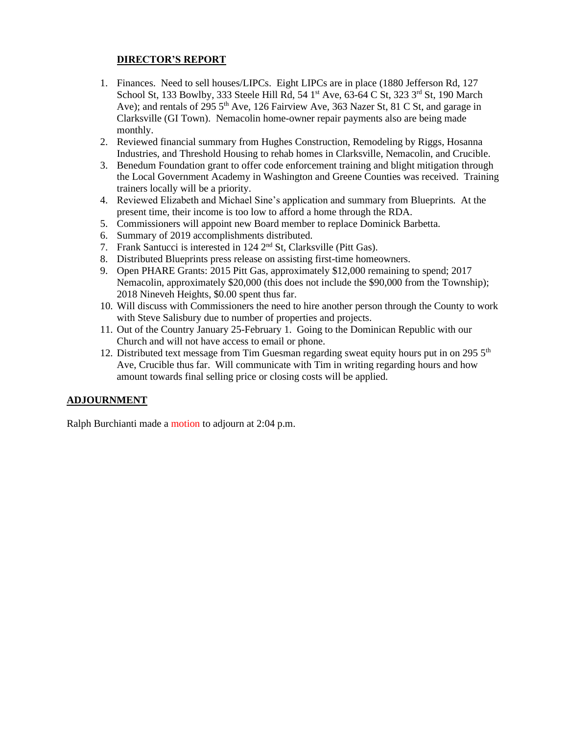## DIRECTOR'S REPORT

1. Finances. Need to sell houses/LIPCs. Eight LIPCs are in place (1880 Jefferson Rd, 127 School St, 133 Bowlby, 333 Steele Hill Rd, 54 1st Ave, 63-64 C St, 323 3rd St, 190 March Ave); and rentals of 295 5th Ave, 126 Fairview Ave, 363 Nazer St, 81 C St, and garage in Clarksville (GI Town). Nemacolin home-owner repair payments also are being made monthly.
2. Reviewed financial summary from Hughes Construction, Remodeling by Riggs, Hosanna Industries, and Threshold Housing to rehab homes in Clarksville, Nemacolin, and Crucible.
3. Benedum Foundation grant to offer code enforcement training and blight mitigation through the Local Government Academy in Washington and Greene Counties was received. Training trainers locally will be a priority.
4. Reviewed Elizabeth and Michael Sine's application and summary from Blueprints. At the present time, their income is too low to afford a home through the RDA.
5. Commissioners will appoint new Board member to replace Dominick Barbetta.
6. Summary of 2019 accomplishments distributed.
7. Frank Santucci is interested in 124 2nd St, Clarksville (Pitt Gas).
8. Distributed Blueprints press release on assisting first-time homeowners.
9. Open PHARE Grants: 2015 Pitt Gas, approximately $12,000 remaining to spend; 2017 Nemacolin, approximately $20,000 (this does not include the $90,000 from the Township); 2018 Nineveh Heights, $0.00 spent thus far.
10. Will discuss with Commissioners the need to hire another person through the County to work with Steve Salisbury due to number of properties and projects.
11. Out of the Country January 25-February 1. Going to the Dominican Republic with our Church and will not have access to email or phone.
12. Distributed text message from Tim Guesman regarding sweat equity hours put in on 295 5th Ave, Crucible thus far. Will communicate with Tim in writing regarding hours and how amount towards final selling price or closing costs will be applied.

## ADJOURNMENT

Ralph Burchianti made a motion to adjourn at 2:04 p.m.